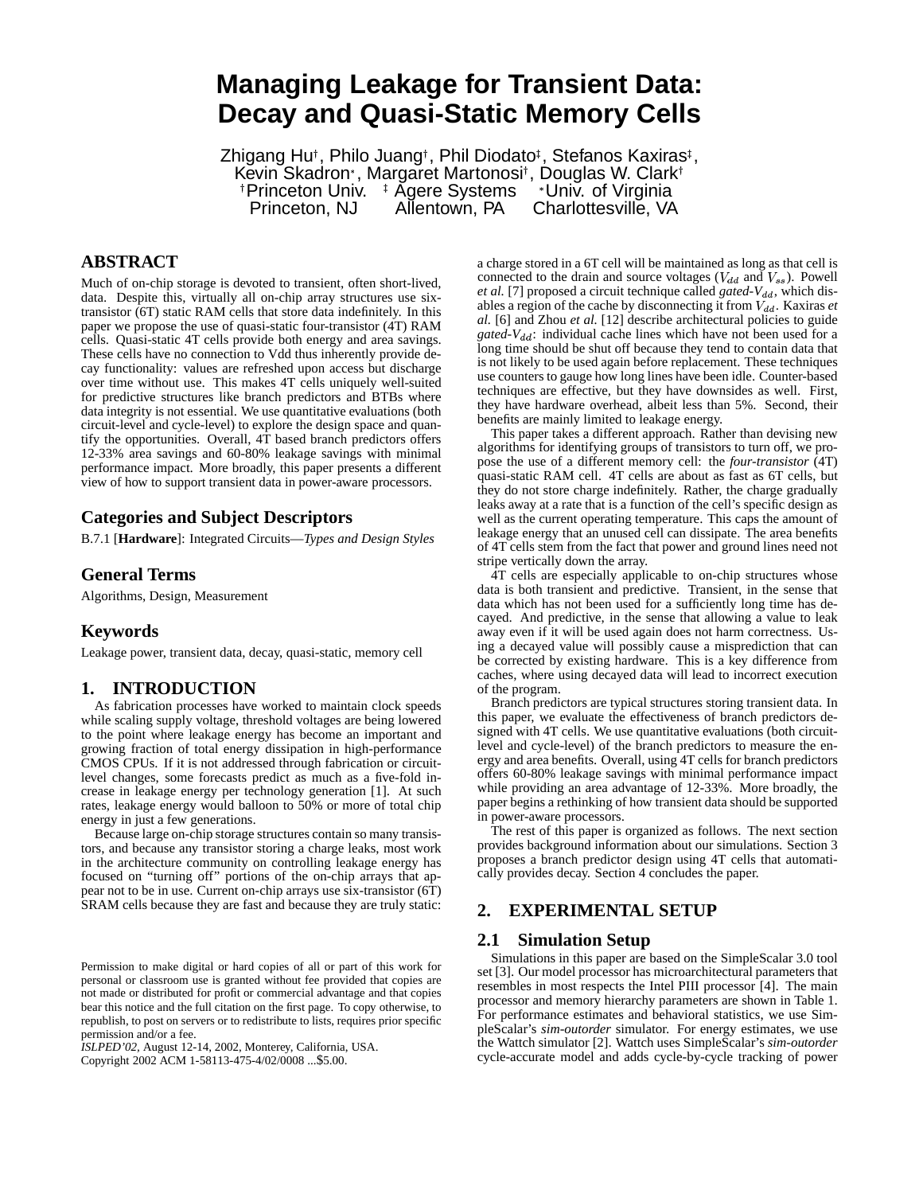# Managing Leakage for Transient Data: Decay and Quasi-Static Memory Cells

Zhigang Hu†, Philo Juang†, Phil Diodato‡, Stefanos Kaxiras‡, Kevin Skadron*, Margaret Martonosi†, Douglas W. Clark†

†Princeton Univ. ‡ Agere Systems *Univ. of Virginia
Princeton, NJ Allentown, PA Charlottesville, VA

## ABSTRACT

Much of on-chip storage is devoted to transient, often short-lived, data. Despite this, virtually all on-chip array structures use six-transistor (6T) static RAM cells that store data indefinitely. In this paper we propose the use of quasi-static four-transistor (4T) RAM cells. Quasi-static 4T cells provide both energy and area savings. These cells have no connection to Vdd thus inherently provide decay functionality: values are refreshed upon access but discharge over time without use. This makes 4T cells uniquely well-suited for predictive structures like branch predictors and BTBs where data integrity is not essential. We use quantitative evaluations (both circuit-level and cycle-level) to explore the design space and quantify the opportunities. Overall, 4T based branch predictors offers 12-33% area savings and 60-80% leakage savings with minimal performance impact. More broadly, this paper presents a different view of how to support transient data in power-aware processors.

## Categories and Subject Descriptors

B.7.1 [**Hardware**]: Integrated Circuits—*Types and Design Styles*

## General Terms

Algorithms, Design, Measurement

## Keywords

Leakage power, transient data, decay, quasi-static, memory cell

## 1. INTRODUCTION

As fabrication processes have worked to maintain clock speeds while scaling supply voltage, threshold voltages are being lowered to the point where leakage energy has become an important and growing fraction of total energy dissipation in high-performance CMOS CPUs. If it is not addressed through fabrication or circuit-level changes, some forecasts predict as much as a five-fold increase in leakage energy per technology generation [1]. At such rates, leakage energy would balloon to 50% or more of total chip energy in just a few generations.

Because large on-chip storage structures contain so many transistors, and because any transistor storing a charge leaks, most work in the architecture community on controlling leakage energy has focused on "turning off" portions of the on-chip arrays that appear not to be in use. Current on-chip arrays use six-transistor (6T) SRAM cells because they are fast and because they are truly static: a charge stored in a 6T cell will be maintained as long as that cell is connected to the drain and source voltages ($V_{dd}$ and $V_{ss}$). Powell *et al.* [7] proposed a circuit technique called *gated-*$V_{dd}$, which disables a region of the cache by disconnecting it from $V_{dd}$. Kaxiras *et al.* [6] and Zhou *et al.* [12] describe architectural policies to guide *gated-*$V_{dd}$: individual cache lines which have not been used for a long time should be shut off because they tend to contain data that is not likely to be used again before replacement. These techniques use counters to gauge how long lines have been idle. Counter-based techniques are effective, but they have downsides as well. First, they have hardware overhead, albeit less than 5%. Second, their benefits are mainly limited to leakage energy.

This paper takes a different approach. Rather than devising new algorithms for identifying groups of transistors to turn off, we propose the use of a different memory cell: the *four-transistor* (4T) quasi-static RAM cell. 4T cells are about as fast as 6T cells, but they do not store charge indefinitely. Rather, the charge gradually leaks away at a rate that is a function of the cell's specific design as well as the current operating temperature. This caps the amount of leakage energy that an unused cell can dissipate. The area benefits of 4T cells stem from the fact that power and ground lines need not stripe vertically down the array.

4T cells are especially applicable to on-chip structures whose data is both transient and predictive. Transient, in the sense that data which has not been used for a sufficiently long time has decayed. And predictive, in the sense that allowing a value to leak away even if it will be used again does not harm correctness. Using a decayed value will possibly cause a misprediction that can be corrected by existing hardware. This is a key difference from caches, where using decayed data will lead to incorrect execution of the program.

Branch predictors are typical structures storing transient data. In this paper, we evaluate the effectiveness of branch predictors designed with 4T cells. We use quantitative evaluations (both circuit-level and cycle-level) of the branch predictors to measure the energy and area benefits. Overall, using 4T cells for branch predictors offers 60-80% leakage savings with minimal performance impact while providing an area advantage of 12-33%. More broadly, the paper begins a rethinking of how transient data should be supported in power-aware processors.

The rest of this paper is organized as follows. The next section provides background information about our simulations. Section 3 proposes a branch predictor design using 4T cells that automatically provides decay. Section 4 concludes the paper.

## 2. EXPERIMENTAL SETUP

### 2.1 Simulation Setup

Simulations in this paper are based on the SimpleScalar 3.0 tool set [3]. Our model processor has microarchitectural parameters that resembles in most respects the Intel PIII processor [4]. The main processor and memory hierarchy parameters are shown in Table 1. For performance estimates and behavioral statistics, we use SimpleScalar's *sim-outorder* simulator. For energy estimates, we use the Wattch simulator [2]. Wattch uses SimpleScalar's *sim-outorder* cycle-accurate model and adds cycle-by-cycle tracking of power

Permission to make digital or hard copies of all or part of this work for personal or classroom use is granted without fee provided that copies are not made or distributed for profit or commercial advantage and that copies bear this notice and the full citation on the first page. To copy otherwise, to republish, to post on servers or to redistribute to lists, requires prior specific permission and/or a fee.
*ISLPED'02,* August 12-14, 2002, Monterey, California, USA.
Copyright 2002 ACM 1-58113-475-4/02/0008 ...$5.00.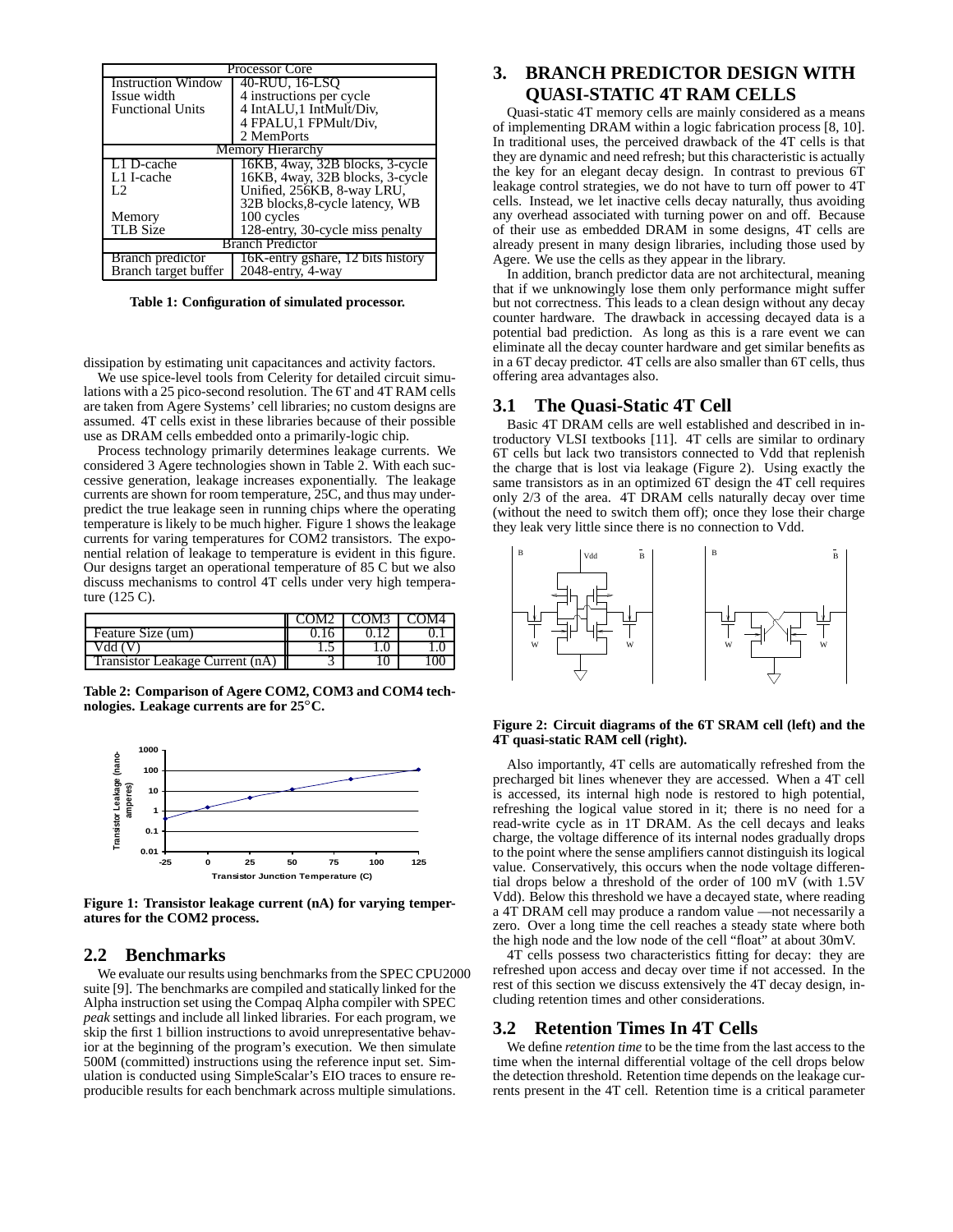| Processor Core | |
|---|---|
| Instruction Window | 40-RUU, 16-LSQ |
| Issue width | 4 instructions per cycle |
| Functional Units | 4 IntALU,1 IntMult/Div, 4 FPALU,1 FPMult/Div, 2 MemPorts |
| **Memory Hierarchy** | |
| L1 D-cache | 16KB, 4way, 32B blocks, 3-cycle |
| L1 I-cache | 16KB, 4way, 32B blocks, 3-cycle |
| L2 | Unified, 256KB, 8-way LRU, 32B blocks,8-cycle latency, WB |
| Memory | 100 cycles |
| TLB Size | 128-entry, 30-cycle miss penalty |
| **Branch Predictor** | |
| Branch predictor | 16K-entry gshare, 12 bits history |
| Branch target buffer | 2048-entry, 4-way |

**Table 1: Configuration of simulated processor.**

dissipation by estimating unit capacitances and activity factors.

We use spice-level tools from Celerity for detailed circuit simulations with a 25 pico-second resolution. The 6T and 4T RAM cells are taken from Agere Systems' cell libraries; no custom designs are assumed. 4T cells exist in these libraries because of their possible use as DRAM cells embedded onto a primarily-logic chip.

Process technology primarily determines leakage currents. We considered 3 Agere technologies shown in Table 2. With each successive generation, leakage increases exponentially. The leakage currents are shown for room temperature, 25C, and thus may underpredict the true leakage seen in running chips where the operating temperature is likely to be much higher. Figure 1 shows the leakage currents for varing temperatures for COM2 transistors. The exponential relation of leakage to temperature is evident in this figure. Our designs target an operational temperature of 85 C but we also discuss mechanisms to control 4T cells under very high temperature (125 C).

| | COM2 | COM3 | COM4 |
|---|---|---|---|
| Feature Size (um) | 0.16 | 0.12 | 0.1 |
| Vdd (V) | 1.5 | 1.0 | 1.0 |
| Transistor Leakage Current (nA) | 3 | 10 | 100 |

**Table 2: Comparison of Agere COM2, COM3 and COM4 technologies. Leakage currents are for 25°C.**

**Figure 1: Transistor leakage current (nA) for varying temperatures for the COM2 process.**

## 2.2 Benchmarks

We evaluate our results using benchmarks from the SPEC CPU2000 suite [9]. The benchmarks are compiled and statically linked for the Alpha instruction set using the Compaq Alpha compiler with SPEC *peak* settings and include all linked libraries. For each program, we skip the first 1 billion instructions to avoid unrepresentative behavior at the beginning of the program's execution. We then simulate 500M (committed) instructions using the reference input set. Simulation is conducted using SimpleScalar's EIO traces to ensure reproducible results for each benchmark across multiple simulations.

# 3. BRANCH PREDICTOR DESIGN WITH QUASI-STATIC 4T RAM CELLS

Quasi-static 4T memory cells are mainly considered as a means of implementing DRAM within a logic fabrication process [8, 10]. In traditional uses, the perceived drawback of the 4T cells is that they are dynamic and need refresh; but this characteristic is actually the key for an elegant decay design. In contrast to previous 6T leakage control strategies, we do not have to turn off power to 4T cells. Instead, we let inactive cells decay naturally, thus avoiding any overhead associated with turning power on and off. Because of their use as embedded DRAM in some designs, 4T cells are already present in many design libraries, including those used by Agere. We use the cells as they appear in the library.

In addition, branch predictor data are not architectural, meaning that if we unknowingly lose them only performance might suffer but not correctness. This leads to a clean design without any decay counter hardware. The drawback in accessing decayed data is a potential bad prediction. As long as this is a rare event we can eliminate all the decay counter hardware and get similar benefits as in a 6T decay predictor. 4T cells are also smaller than 6T cells, thus offering area advantages also.

## 3.1 The Quasi-Static 4T Cell

Basic 4T DRAM cells are well established and described in introductory VLSI textbooks [11]. 4T cells are similar to ordinary 6T cells but lack two transistors connected to Vdd that replenish the charge that is lost via leakage (Figure 2). Using exactly the same transistors as in an optimized 6T design the 4T cell requires only 2/3 of the area. 4T DRAM cells naturally decay over time (without the need to switch them off); once they lose their charge they leak very little since there is no connection to Vdd.

**Figure 2: Circuit diagrams of the 6T SRAM cell (left) and the 4T quasi-static RAM cell (right).**

Also importantly, 4T cells are automatically refreshed from the precharged bit lines whenever they are accessed. When a 4T cell is accessed, its internal high node is restored to high potential, refreshing the logical value stored in it; there is no need for a read-write cycle as in 1T DRAM. As the cell decays and leaks charge, the voltage difference of its internal nodes gradually drops to the point where the sense amplifiers cannot distinguish its logical value. Conservatively, this occurs when the node voltage differential drops below a threshold of the order of 100 mV (with 1.5V Vdd). Below this threshold we have a decayed state, where reading a 4T DRAM cell may produce a random value —not necessarily a zero. Over a long time the cell reaches a steady state where both the high node and the low node of the cell "float" at about 30mV.

4T cells possess two characteristics fitting for decay: they are refreshed upon access and decay over time if not accessed. In the rest of this section we discuss extensively the 4T decay design, including retention times and other considerations.

## 3.2 Retention Times In 4T Cells

We define *retention time* to be the time from the last access to the time when the internal differential voltage of the cell drops below the detection threshold. Retention time depends on the leakage currents present in the 4T cell. Retention time is a critical parameter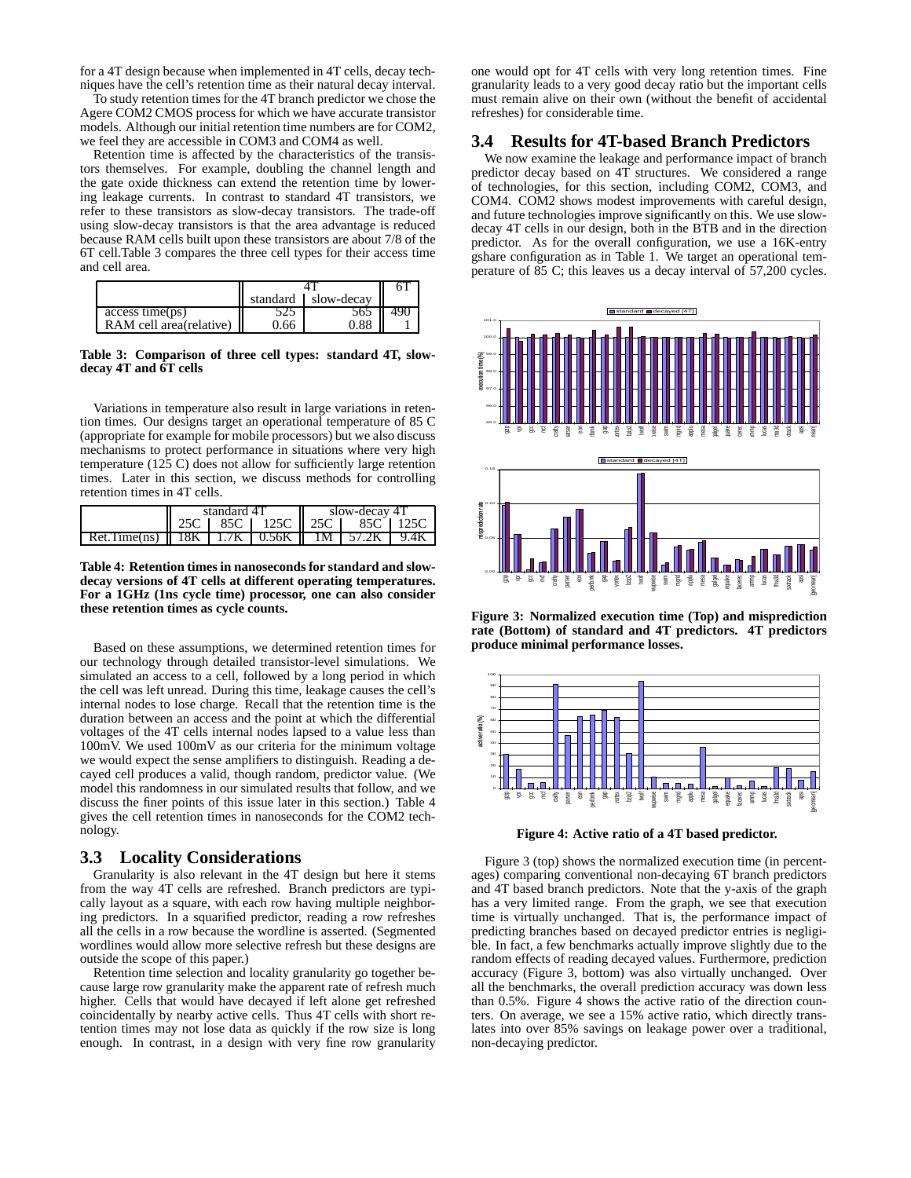for a 4T design because when implemented in 4T cells, decay techniques have the cell's retention time as their natural decay interval.

To study retention times for the 4T branch predictor we chose the Agere COM2 CMOS process for which we have accurate transistor models. Although our initial retention time numbers are for COM2, we feel they are accessible in COM3 and COM4 as well.

Retention time is affected by the characteristics of the transistors themselves. For example, doubling the channel length and the gate oxide thickness can extend the retention time by lowering leakage currents. In contrast to standard 4T transistors, we refer to these transistors as slow-decay transistors. The trade-off using slow-decay transistors is that the area advantage is reduced because RAM cells built upon these transistors are about 7/8 of the 6T cell.Table 3 compares the three cell types for their access time and cell area.

| | 4T | | 6T |
|---|---|---|---|
| | standard | slow-decay | |
| access time(ps) | 525 | 565 | 490 |
| RAM cell area(relative) | 0.66 | 0.88 | 1 |

**Table 3: Comparison of three cell types: standard 4T, slow-decay 4T and 6T cells**

Variations in temperature also result in large variations in retention times. Our designs target an operational temperature of 85 C (appropriate for example for mobile processors) but we also discuss mechanisms to protect performance in situations where very high temperature (125 C) does not allow for sufficiently large retention times. Later in this section, we discuss methods for controlling retention times in 4T cells.

| | standard 4T | | | slow-decay 4T | | |
|---|---|---|---|---|---|---|
| | 25C | 85C | 125C | 25C | 85C | 125C |
| Ret.Time(ns) | 18K | 1.7K | 0.56K | 1M | 57.2K | 9.4K |

**Table 4: Retention times in nanoseconds for standard and slow-decay versions of 4T cells at different operating temperatures. For a 1GHz (1ns cycle time) processor, one can also consider these retention times as cycle counts.**

Based on these assumptions, we determined retention times for our technology through detailed transistor-level simulations. We simulated an access to a cell, followed by a long period in which the cell was left unread. During this time, leakage causes the cell's internal nodes to lose charge. Recall that the retention time is the duration between an access and the point at which the differential voltages of the 4T cells internal nodes lapsed to a value less than 100mV. We used 100mV as our criteria for the minimum voltage we would expect the sense amplifiers to distinguish. Reading a decayed cell produces a valid, though random, predictor value. (We model this randomness in our simulated results that follow, and we discuss the finer points of this issue later in this section.) Table 4 gives the cell retention times in nanoseconds for the COM2 technology.

## 3.3 Locality Considerations

Granularity is also relevant in the 4T design but here it stems from the way 4T cells are refreshed. Branch predictors are typically layout as a square, with each row having multiple neighboring predictors. In a squarified predictor, reading a row refreshes all the cells in a row because the wordline is asserted. (Segmented wordlines would allow more selective refresh but these designs are outside the scope of this paper.)

Retention time selection and locality granularity go together because large row granularity make the apparent rate of refresh much higher. Cells that would have decayed if left alone get refreshed coincidentally by nearby active cells. Thus 4T cells with short retention times may not lose data as quickly if the row size is long enough. In contrast, in a design with very fine row granularity one would opt for 4T cells with very long retention times. Fine granularity leads to a very good decay ratio but the important cells must remain alive on their own (without the benefit of accidental refreshes) for considerable time.

## 3.4 Results for 4T-based Branch Predictors

We now examine the leakage and performance impact of branch predictor decay based on 4T structures. We considered a range of technologies, for this section, including COM2, COM3, and COM4. COM2 shows modest improvements with careful design, and future technologies improve significantly on this. We use slow-decay 4T cells in our design, both in the BTB and in the direction predictor. As for the overall configuration, we use a 16K-entry gshare configuration as in Table 1. We target an operational temperature of 85 C; this leaves us a decay interval of 57,200 cycles.

**Figure 3: Normalized execution time (Top) and misprediction rate (Bottom) of standard and 4T predictors. 4T predictors produce minimal performance losses.**

**Figure 4: Active ratio of a 4T based predictor.**

Figure 3 (top) shows the normalized execution time (in percentages) comparing conventional non-decaying 6T branch predictors and 4T based branch predictors. Note that the y-axis of the graph has a very limited range. From the graph, we see that execution time is virtually unchanged. That is, the performance impact of predicting branches based on decayed predictor entries is negligible. In fact, a few benchmarks actually improve slightly due to the random effects of reading decayed values. Furthermore, prediction accuracy (Figure 3, bottom) was also virtually unchanged. Over all the benchmarks, the overall prediction accuracy was down less than 0.5%. Figure 4 shows the active ratio of the direction counters. On average, we see a 15% active ratio, which directly translates into over 85% savings on leakage power over a traditional, non-decaying predictor.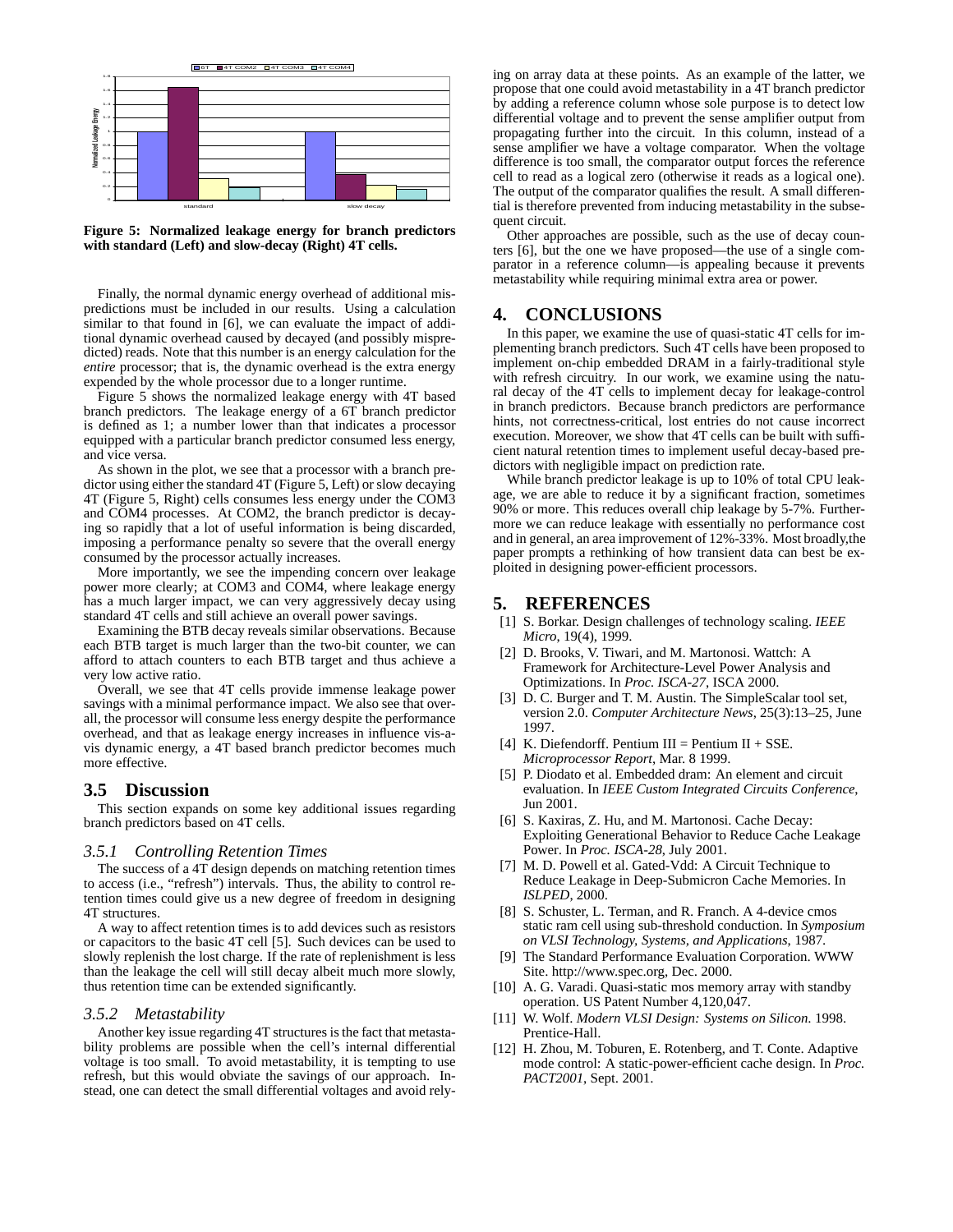6T 4T COM2 4T COM3 4T COM4

1.8
1.6
1.4
1.2
1
0.8
0.6
0.4
0.2
0

Normalized Leakage Energy

standard

slow decay

**Figure 5: Normalized leakage energy for branch predictors with standard (Left) and slow-decay (Right) 4T cells.**

Finally, the normal dynamic energy overhead of additional mispredictions must be included in our results. Using a calculation similar to that found in [6], we can evaluate the impact of additional dynamic overhead caused by decayed (and possibly mispredicted) reads. Note that this number is an energy calculation for the *entire* processor; that is, the dynamic overhead is the extra energy expended by the whole processor due to a longer runtime.

Figure 5 shows the normalized leakage energy with 4T based branch predictors. The leakage energy of a 6T branch predictor is defined as 1; a number lower than that indicates a processor equipped with a particular branch predictor consumed less energy, and vice versa.

As shown in the plot, we see that a processor with a branch predictor using either the standard 4T (Figure 5, Left) or slow decaying 4T (Figure 5, Right) cells consumes less energy under the COM3 and COM4 processes. At COM2, the branch predictor is decaying so rapidly that a lot of useful information is being discarded, imposing a performance penalty so severe that the overall energy consumed by the processor actually increases.

More importantly, we see the impending concern over leakage power more clearly; at COM3 and COM4, where leakage energy has a much larger impact, we can very aggressively decay using standard 4T cells and still achieve an overall power savings.

Examining the BTB decay reveals similar observations. Because each BTB target is much larger than the two-bit counter, we can afford to attach counters to each BTB target and thus achieve a very low active ratio.

Overall, we see that 4T cells provide immense leakage power savings with a minimal performance impact. We also see that overall, the processor will consume less energy despite the performance overhead, and that as leakage energy increases in influence vis-a-vis dynamic energy, a 4T based branch predictor becomes much more effective.

## 3.5 Discussion

This section expands on some key additional issues regarding branch predictors based on 4T cells.

### 3.5.1 Controlling Retention Times

The success of a 4T design depends on matching retention times to access (i.e., "refresh") intervals. Thus, the ability to control retention times could give us a new degree of freedom in designing 4T structures.

A way to affect retention times is to add devices such as resistors or capacitors to the basic 4T cell [5]. Such devices can be used to slowly replenish the lost charge. If the rate of replenishment is less than the leakage the cell will still decay albeit much more slowly, thus retention time can be extended significantly.

### 3.5.2 Metastability

Another key issue regarding 4T structures is the fact that metastability problems are possible when the cell's internal differential voltage is too small. To avoid metastability, it is tempting to use refresh, but this would obviate the savings of our approach. Instead, one can detect the small differential voltages and avoid relying on array data at these points. As an example of the latter, we propose that one could avoid metastability in a 4T branch predictor by adding a reference column whose sole purpose is to detect low differential voltage and to prevent the sense amplifier output from propagating further into the circuit. In this column, instead of a sense amplifier we have a voltage comparator. When the voltage difference is too small, the comparator output forces the reference cell to read as a logical zero (otherwise it reads as a logical one). The output of the comparator qualifies the result. A small differential is therefore prevented from inducing metastability in the subsequent circuit.

Other approaches are possible, such as the use of decay counters [6], but the one we have proposed—the use of a single comparator in a reference column—is appealing because it prevents metastability while requiring minimal extra area or power.

# 4. CONCLUSIONS

In this paper, we examine the use of quasi-static 4T cells for implementing branch predictors. Such 4T cells have been proposed to implement on-chip embedded DRAM in a fairly-traditional style with refresh circuitry. In our work, we examine using the natural decay of the 4T cells to implement decay for leakage-control in branch predictors. Because branch predictors are performance hints, not correctness-critical, lost entries do not cause incorrect execution. Moreover, we show that 4T cells can be built with sufficient natural retention times to implement useful decay-based predictors with negligible impact on prediction rate.

While branch predictor leakage is up to 10% of total CPU leakage, we are able to reduce it by a significant fraction, sometimes 90% or more. This reduces overall chip leakage by 5-7%. Furthermore we can reduce leakage with essentially no performance cost and in general, an area improvement of 12%-33%. Most broadly,the paper prompts a rethinking of how transient data can best be exploited in designing power-efficient processors.

# 5. REFERENCES

[1] S. Borkar. Design challenges of technology scaling. *IEEE Micro*, 19(4), 1999.

[2] D. Brooks, V. Tiwari, and M. Martonosi. Wattch: A Framework for Architecture-Level Power Analysis and Optimizations. In *Proc. ISCA-27*, ISCA 2000.

[3] D. C. Burger and T. M. Austin. The SimpleScalar tool set, version 2.0. *Computer Architecture News*, 25(3):13–25, June 1997.

[4] K. Diefendorff. Pentium III = Pentium II + SSE. *Microprocessor Report*, Mar. 8 1999.

[5] P. Diodato et al. Embedded dram: An element and circuit evaluation. In *IEEE Custom Integrated Circuits Conference*, Jun 2001.

[6] S. Kaxiras, Z. Hu, and M. Martonosi. Cache Decay: Exploiting Generational Behavior to Reduce Cache Leakage Power. In *Proc. ISCA-28*, July 2001.

[7] M. D. Powell et al. Gated-Vdd: A Circuit Technique to Reduce Leakage in Deep-Submicron Cache Memories. In *ISLPED*, 2000.

[8] S. Schuster, L. Terman, and R. Franch. A 4-device cmos static ram cell using sub-threshold conduction. In *Symposium on VLSI Technology, Systems, and Applications*, 1987.

[9] The Standard Performance Evaluation Corporation. WWW Site. http://www.spec.org, Dec. 2000.

[10] A. G. Varadi. Quasi-static mos memory array with standby operation. US Patent Number 4,120,047.

[11] W. Wolf. *Modern VLSI Design: Systems on Silicon.* 1998. Prentice-Hall.

[12] H. Zhou, M. Toburen, E. Rotenberg, and T. Conte. Adaptive mode control: A static-power-efficient cache design. In *Proc. PACT2001*, Sept. 2001.